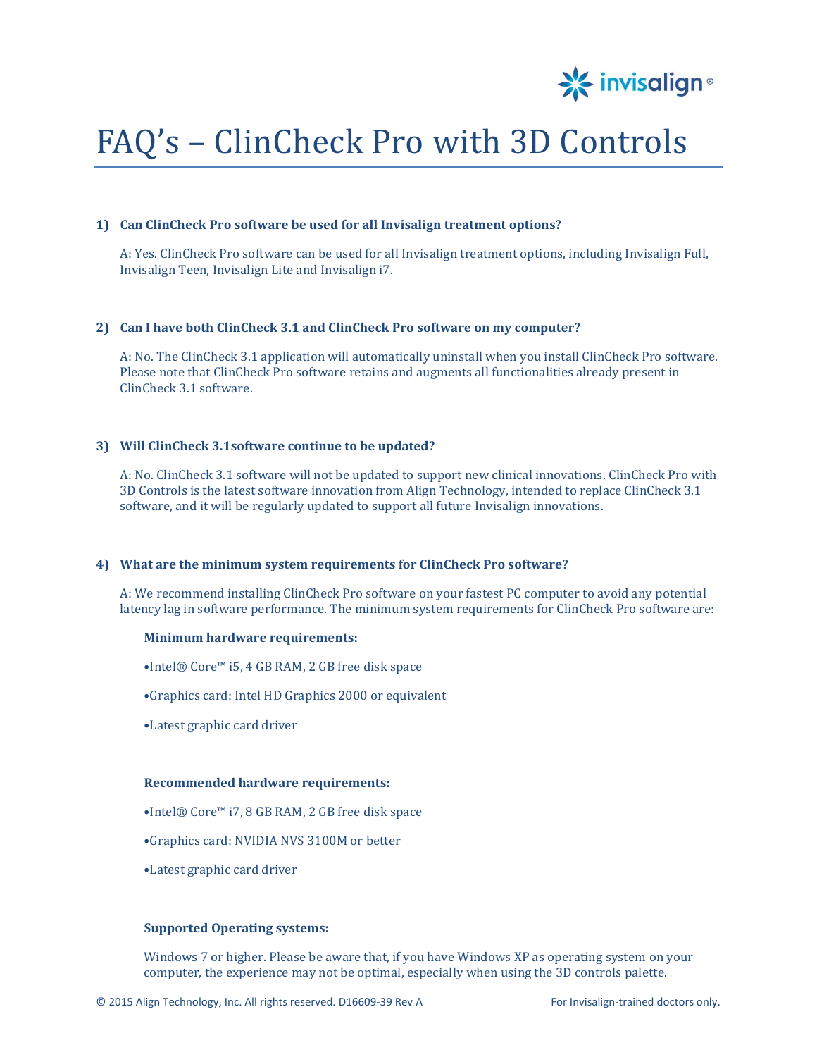# FAQ's – ClinCheck Pro with 3D Controls

**1) Can ClinCheck Pro software be used for all Invisalign treatment options?**

A: Yes. ClinCheck Pro software can be used for all Invisalign treatment options, including Invisalign Full, Invisalign Teen, Invisalign Lite and Invisalign i7.

**2) Can I have both ClinCheck 3.1 and ClinCheck Pro software on my computer?**

A: No. The ClinCheck 3.1 application will automatically uninstall when you install ClinCheck Pro software. Please note that ClinCheck Pro software retains and augments all functionalities already present in ClinCheck 3.1 software.

**3) Will ClinCheck 3.1software continue to be updated?**

A: No. ClinCheck 3.1 software will not be updated to support new clinical innovations. ClinCheck Pro with 3D Controls is the latest software innovation from Align Technology, intended to replace ClinCheck 3.1 software, and it will be regularly updated to support all future Invisalign innovations.

**4) What are the minimum system requirements for ClinCheck Pro software?**

A: We recommend installing ClinCheck Pro software on your fastest PC computer to avoid any potential latency lag in software performance. The minimum system requirements for ClinCheck Pro software are:

**Minimum hardware requirements:**

- Intel® Core™ i5, 4 GB RAM, 2 GB free disk space
- Graphics card: Intel HD Graphics 2000 or equivalent
- Latest graphic card driver

**Recommended hardware requirements:**

- Intel® Core™ i7, 8 GB RAM, 2 GB free disk space
- Graphics card: NVIDIA NVS 3100M or better
- Latest graphic card driver

**Supported Operating systems:**

Windows 7 or higher. Please be aware that, if you have Windows XP as operating system on your computer, the experience may not be optimal, especially when using the 3D controls palette.

© 2015 Align Technology, Inc. All rights reserved. D16609-39 Rev A

For Invisalign-trained doctors only.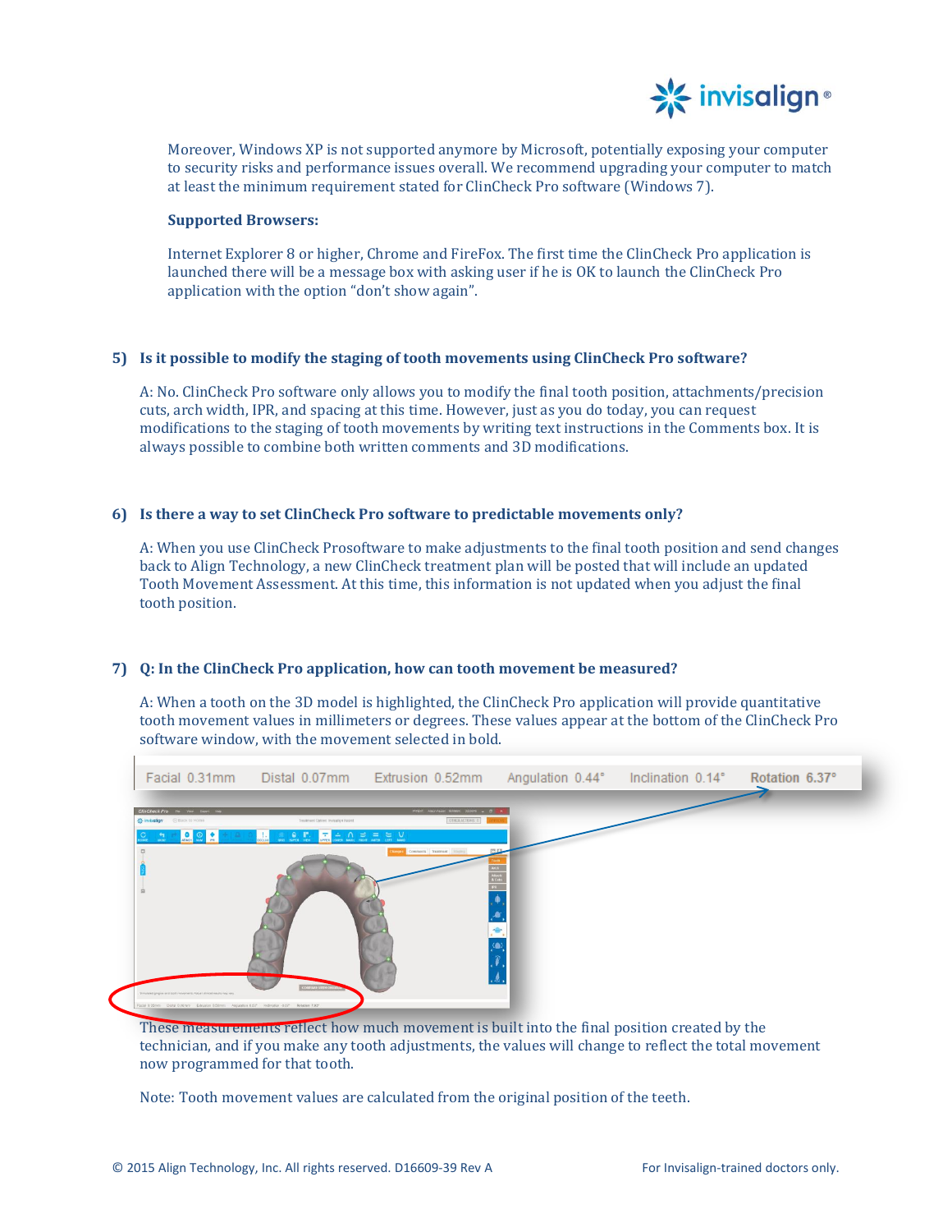Moreover, Windows XP is not supported anymore by Microsoft, potentially exposing your computer to security risks and performance issues overall. We recommend upgrading your computer to match at least the minimum requirement stated for ClinCheck Pro software (Windows 7).

**Supported Browsers:**

Internet Explorer 8 or higher, Chrome and FireFox. The first time the ClinCheck Pro application is launched there will be a message box with asking user if he is OK to launch the ClinCheck Pro application with the option "don't show again".

**5) Is it possible to modify the staging of tooth movements using ClinCheck Pro software?**

A: No. ClinCheck Pro software only allows you to modify the final tooth position, attachments/precision cuts, arch width, IPR, and spacing at this time. However, just as you do today, you can request modifications to the staging of tooth movements by writing text instructions in the Comments box. It is always possible to combine both written comments and 3D modifications.

**6) Is there a way to set ClinCheck Pro software to predictable movements only?**

A: When you use ClinCheck Prosoftware to make adjustments to the final tooth position and send changes back to Align Technology, a new ClinCheck treatment plan will be posted that will include an updated Tooth Movement Assessment. At this time, this information is not updated when you adjust the final tooth position.

**7) Q: In the ClinCheck Pro application, how can tooth movement be measured?**

A: When a tooth on the 3D model is highlighted, the ClinCheck Pro application will provide quantitative tooth movement values in millimeters or degrees. These values appear at the bottom of the ClinCheck Pro software window, with the movement selected in bold.

Facial 0.31mm    Distal 0.07mm    Extrusion 0.52mm    Angulation 0.44°    Inclination 0.14°    **Rotation 6.37°**

These measurements reflect how much movement is built into the final position created by the technician, and if you make any tooth adjustments, the values will change to reflect the total movement now programmed for that tooth.

Note: Tooth movement values are calculated from the original position of the teeth.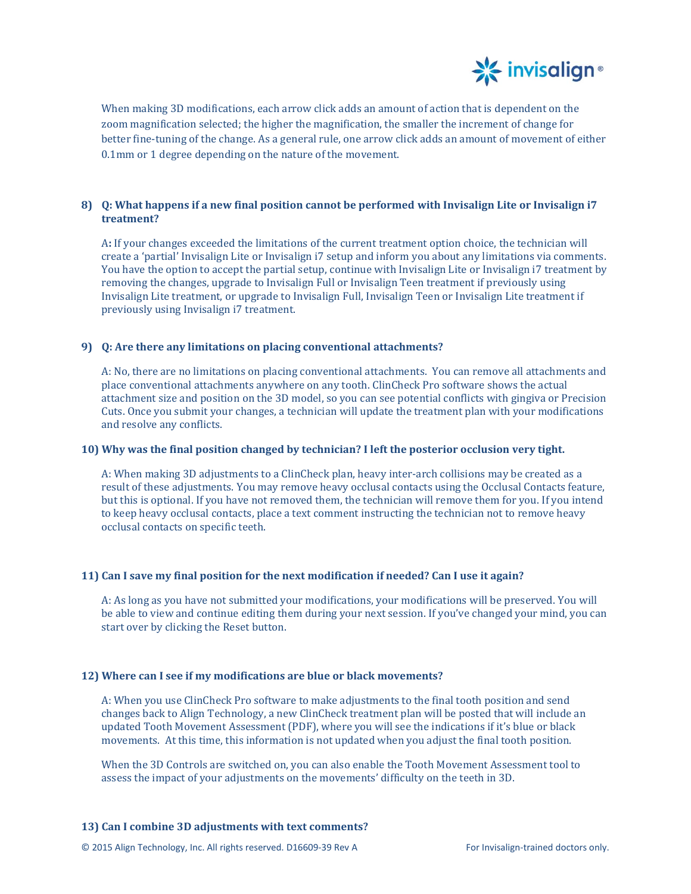When making 3D modifications, each arrow click adds an amount of action that is dependent on the zoom magnification selected; the higher the magnification, the smaller the increment of change for better fine-tuning of the change. As a general rule, one arrow click adds an amount of movement of either 0.1mm or 1 degree depending on the nature of the movement.

### 8) Q: What happens if a new final position cannot be performed with Invisalign Lite or Invisalign i7 treatment?

A**:** If your changes exceeded the limitations of the current treatment option choice, the technician will create a 'partial' Invisalign Lite or Invisalign i7 setup and inform you about any limitations via comments. You have the option to accept the partial setup, continue with Invisalign Lite or Invisalign i7 treatment by removing the changes, upgrade to Invisalign Full or Invisalign Teen treatment if previously using Invisalign Lite treatment, or upgrade to Invisalign Full, Invisalign Teen or Invisalign Lite treatment if previously using Invisalign i7 treatment.

### 9) Q: Are there any limitations on placing conventional attachments?

A: No, there are no limitations on placing conventional attachments. You can remove all attachments and place conventional attachments anywhere on any tooth. ClinCheck Pro software shows the actual attachment size and position on the 3D model, so you can see potential conflicts with gingiva or Precision Cuts. Once you submit your changes, a technician will update the treatment plan with your modifications and resolve any conflicts.

### 10) Why was the final position changed by technician? I left the posterior occlusion very tight.

A: When making 3D adjustments to a ClinCheck plan, heavy inter-arch collisions may be created as a result of these adjustments. You may remove heavy occlusal contacts using the Occlusal Contacts feature, but this is optional. If you have not removed them, the technician will remove them for you. If you intend to keep heavy occlusal contacts, place a text comment instructing the technician not to remove heavy occlusal contacts on specific teeth.

### 11) Can I save my final position for the next modification if needed? Can I use it again?

A: As long as you have not submitted your modifications, your modifications will be preserved. You will be able to view and continue editing them during your next session. If you've changed your mind, you can start over by clicking the Reset button.

### 12) Where can I see if my modifications are blue or black movements?

A: When you use ClinCheck Pro software to make adjustments to the final tooth position and send changes back to Align Technology, a new ClinCheck treatment plan will be posted that will include an updated Tooth Movement Assessment (PDF), where you will see the indications if it's blue or black movements. At this time, this information is not updated when you adjust the final tooth position.

When the 3D Controls are switched on, you can also enable the Tooth Movement Assessment tool to assess the impact of your adjustments on the movements' difficulty on the teeth in 3D.

### 13) Can I combine 3D adjustments with text comments?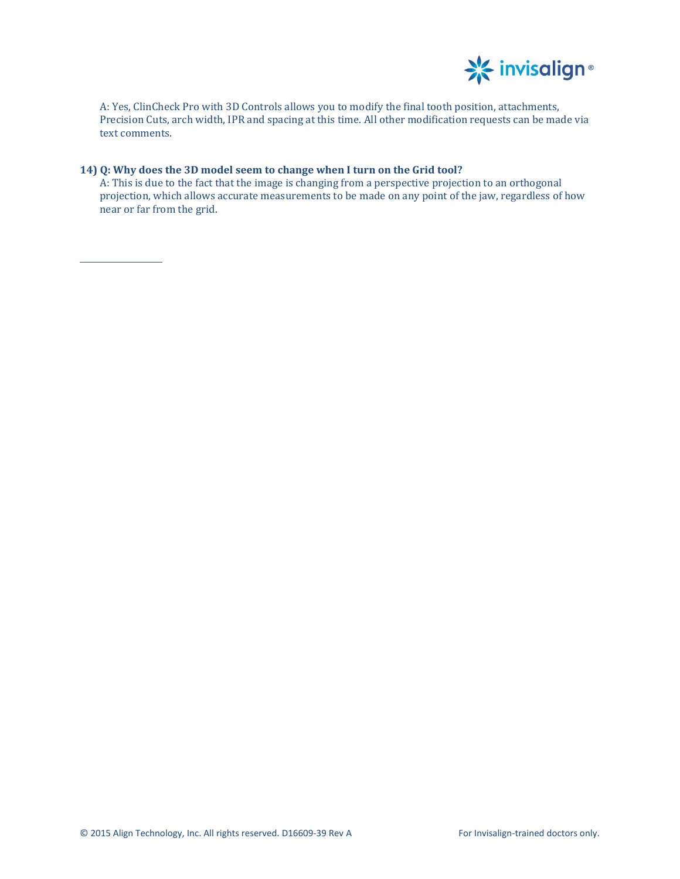A: Yes, ClinCheck Pro with 3D Controls allows you to modify the final tooth position, attachments, Precision Cuts, arch width, IPR and spacing at this time. All other modification requests can be made via text comments.

**14) Q: Why does the 3D model seem to change when I turn on the Grid tool?**

A: This is due to the fact that the image is changing from a perspective projection to an orthogonal projection, which allows accurate measurements to be made on any point of the jaw, regardless of how near or far from the grid.